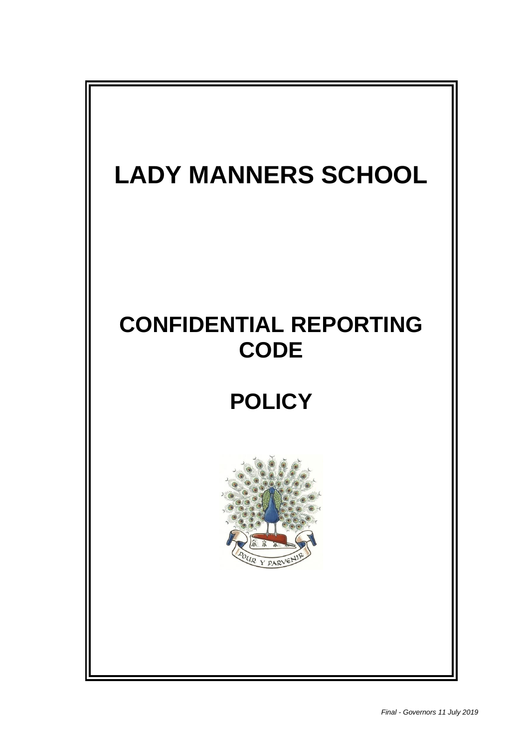# LADY MANNERS SCHOOL

# CONFIDENTIAL REPORTING CODE

# POLICY

*Final - Governors 11 July 2019*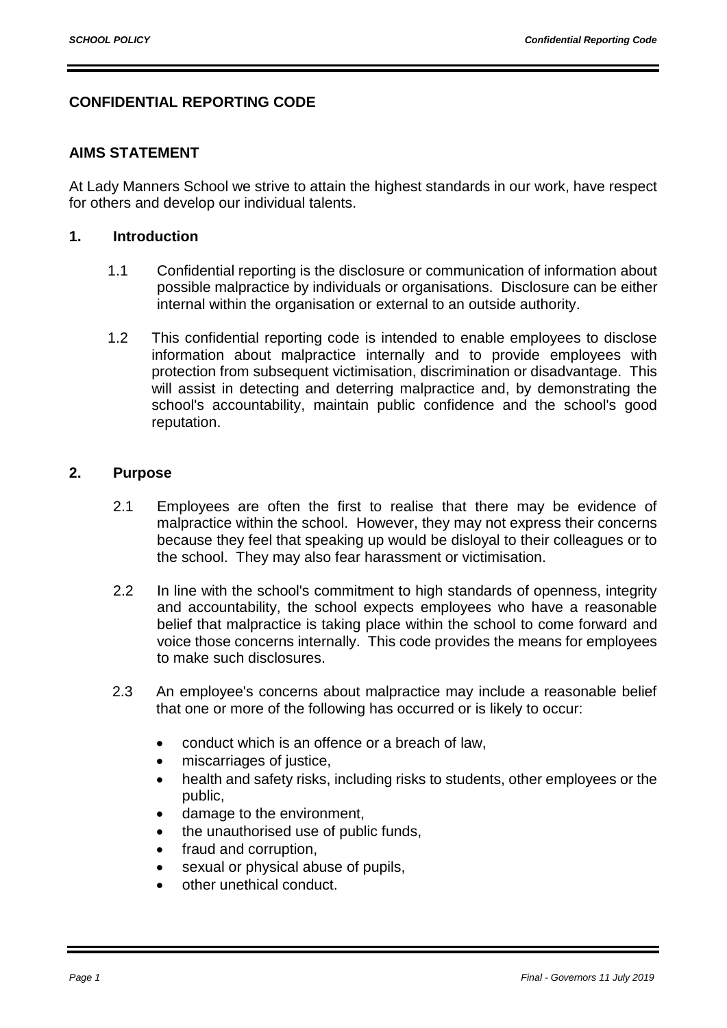## CONFIDENTIAL REPORTING CODE

### AIMS STATEMENT

At Lady Manners School we strive to attain the highest standards in our work, have respect for others and develop our individual talents.

### 1. Introduction

1.1 Confidential reporting is the disclosure or communication of information about possible malpractice by individuals or organisations. Disclosure can be either internal within the organisation or external to an outside authority.

1.2 This confidential reporting code is intended to enable employees to disclose information about malpractice internally and to provide employees with protection from subsequent victimisation, discrimination or disadvantage. This will assist in detecting and deterring malpractice and, by demonstrating the school's accountability, maintain public confidence and the school's good reputation.

### 2. Purpose

2.1 Employees are often the first to realise that there may be evidence of malpractice within the school. However, they may not express their concerns because they feel that speaking up would be disloyal to their colleagues or to the school. They may also fear harassment or victimisation.

2.2 In line with the school's commitment to high standards of openness, integrity and accountability, the school expects employees who have a reasonable belief that malpractice is taking place within the school to come forward and voice those concerns internally. This code provides the means for employees to make such disclosures.

2.3 An employee's concerns about malpractice may include a reasonable belief that one or more of the following has occurred or is likely to occur:

- conduct which is an offence or a breach of law,
- miscarriages of justice,
- health and safety risks, including risks to students, other employees or the public,
- damage to the environment,
- the unauthorised use of public funds,
- fraud and corruption,
- sexual or physical abuse of pupils,
- other unethical conduct.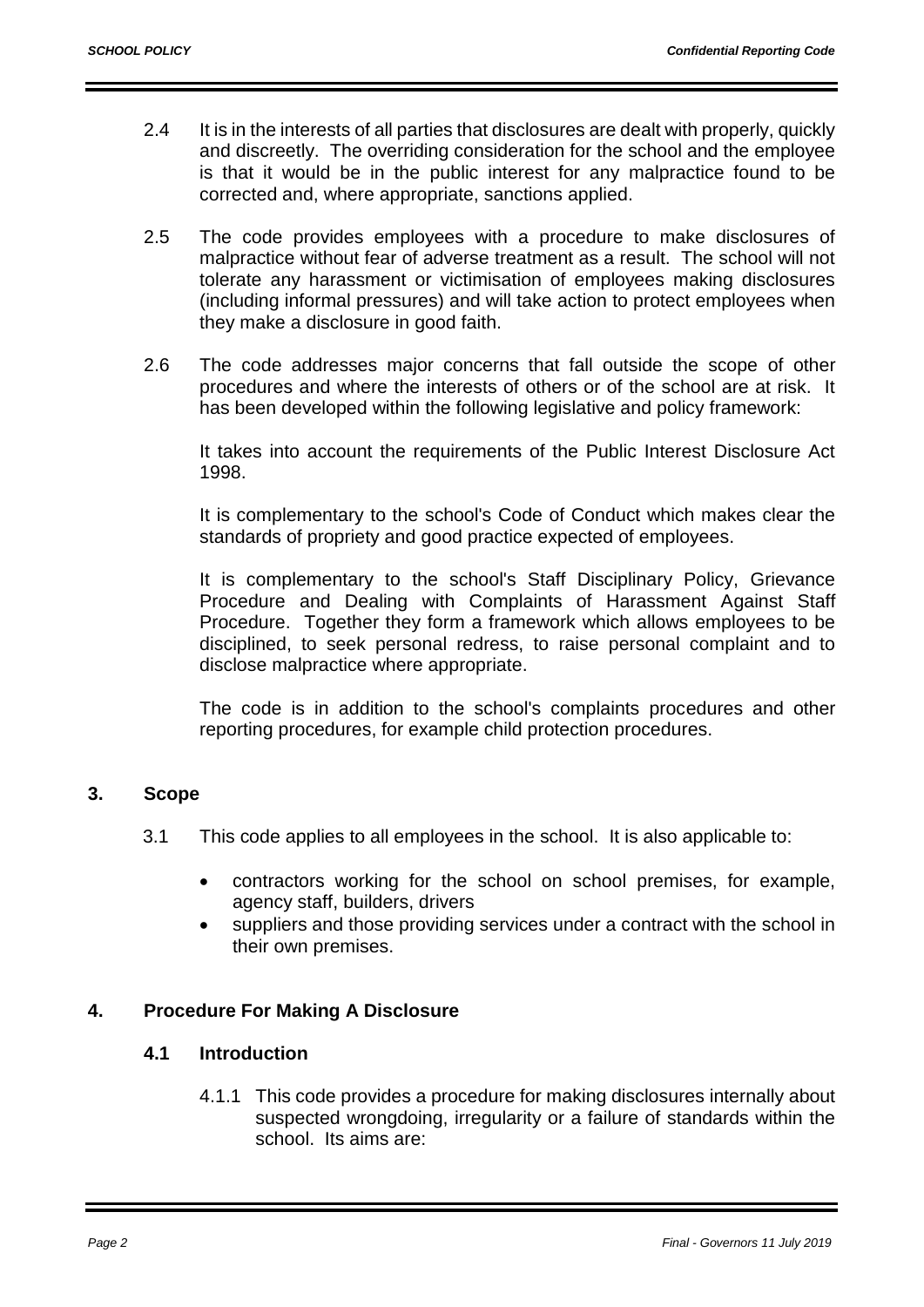2.4 It is in the interests of all parties that disclosures are dealt with properly, quickly and discreetly. The overriding consideration for the school and the employee is that it would be in the public interest for any malpractice found to be corrected and, where appropriate, sanctions applied.

2.5 The code provides employees with a procedure to make disclosures of malpractice without fear of adverse treatment as a result. The school will not tolerate any harassment or victimisation of employees making disclosures (including informal pressures) and will take action to protect employees when they make a disclosure in good faith.

2.6 The code addresses major concerns that fall outside the scope of other procedures and where the interests of others or of the school are at risk. It has been developed within the following legislative and policy framework:

It takes into account the requirements of the Public Interest Disclosure Act 1998.

It is complementary to the school's Code of Conduct which makes clear the standards of propriety and good practice expected of employees.

It is complementary to the school's Staff Disciplinary Policy, Grievance Procedure and Dealing with Complaints of Harassment Against Staff Procedure. Together they form a framework which allows employees to be disciplined, to seek personal redress, to raise personal complaint and to disclose malpractice where appropriate.

The code is in addition to the school's complaints procedures and other reporting procedures, for example child protection procedures.

## 3. Scope

3.1 This code applies to all employees in the school. It is also applicable to:

- contractors working for the school on school premises, for example, agency staff, builders, drivers
- suppliers and those providing services under a contract with the school in their own premises.

## 4. Procedure For Making A Disclosure

### 4.1 Introduction

4.1.1 This code provides a procedure for making disclosures internally about suspected wrongdoing, irregularity or a failure of standards within the school. Its aims are: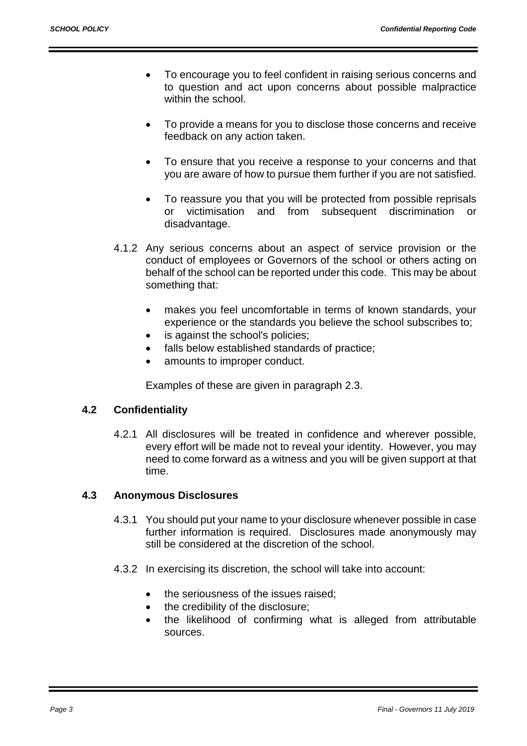- To encourage you to feel confident in raising serious concerns and to question and act upon concerns about possible malpractice within the school.

- To provide a means for you to disclose those concerns and receive feedback on any action taken.

- To ensure that you receive a response to your concerns and that you are aware of how to pursue them further if you are not satisfied.

- To reassure you that you will be protected from possible reprisals or victimisation and from subsequent discrimination or disadvantage.

4.1.2 Any serious concerns about an aspect of service provision or the conduct of employees or Governors of the school or others acting on behalf of the school can be reported under this code. This may be about something that:

- makes you feel uncomfortable in terms of known standards, your experience or the standards you believe the school subscribes to;
- is against the school's policies;
- falls below established standards of practice;
- amounts to improper conduct.

Examples of these are given in paragraph 2.3.

### 4.2 Confidentiality

4.2.1 All disclosures will be treated in confidence and wherever possible, every effort will be made not to reveal your identity. However, you may need to come forward as a witness and you will be given support at that time.

### 4.3 Anonymous Disclosures

4.3.1 You should put your name to your disclosure whenever possible in case further information is required. Disclosures made anonymously may still be considered at the discretion of the school.

4.3.2 In exercising its discretion, the school will take into account:

- the seriousness of the issues raised;
- the credibility of the disclosure;
- the likelihood of confirming what is alleged from attributable sources.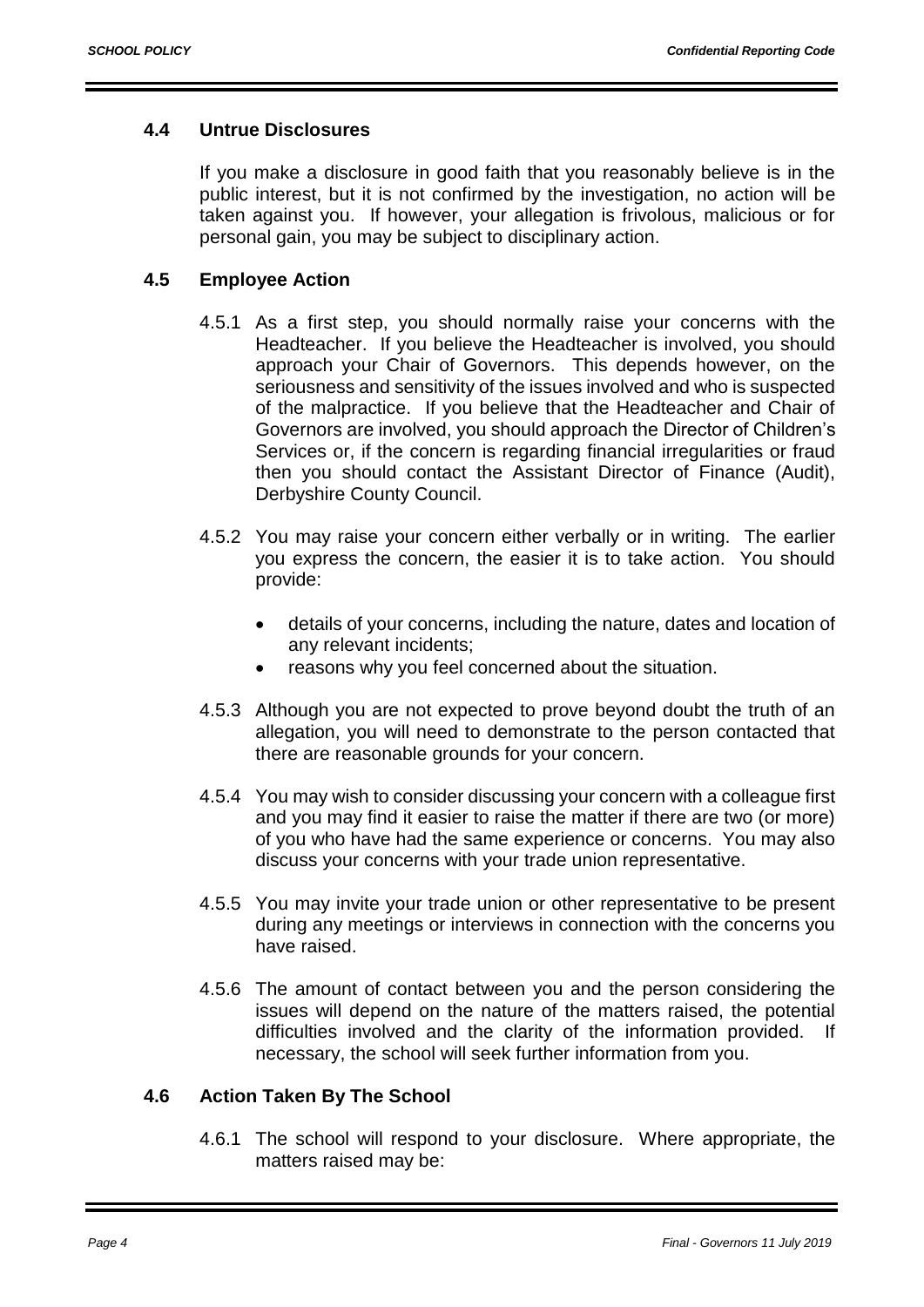### 4.4 Untrue Disclosures

If you make a disclosure in good faith that you reasonably believe is in the public interest, but it is not confirmed by the investigation, no action will be taken against you. If however, your allegation is frivolous, malicious or for personal gain, you may be subject to disciplinary action.

### 4.5 Employee Action

4.5.1 As a first step, you should normally raise your concerns with the Headteacher. If you believe the Headteacher is involved, you should approach your Chair of Governors. This depends however, on the seriousness and sensitivity of the issues involved and who is suspected of the malpractice. If you believe that the Headteacher and Chair of Governors are involved, you should approach the Director of Children's Services or, if the concern is regarding financial irregularities or fraud then you should contact the Assistant Director of Finance (Audit), Derbyshire County Council.

4.5.2 You may raise your concern either verbally or in writing. The earlier you express the concern, the easier it is to take action. You should provide:

- details of your concerns, including the nature, dates and location of any relevant incidents;
- reasons why you feel concerned about the situation.

4.5.3 Although you are not expected to prove beyond doubt the truth of an allegation, you will need to demonstrate to the person contacted that there are reasonable grounds for your concern.

4.5.4 You may wish to consider discussing your concern with a colleague first and you may find it easier to raise the matter if there are two (or more) of you who have had the same experience or concerns. You may also discuss your concerns with your trade union representative.

4.5.5 You may invite your trade union or other representative to be present during any meetings or interviews in connection with the concerns you have raised.

4.5.6 The amount of contact between you and the person considering the issues will depend on the nature of the matters raised, the potential difficulties involved and the clarity of the information provided. If necessary, the school will seek further information from you.

### 4.6 Action Taken By The School

4.6.1 The school will respond to your disclosure. Where appropriate, the matters raised may be: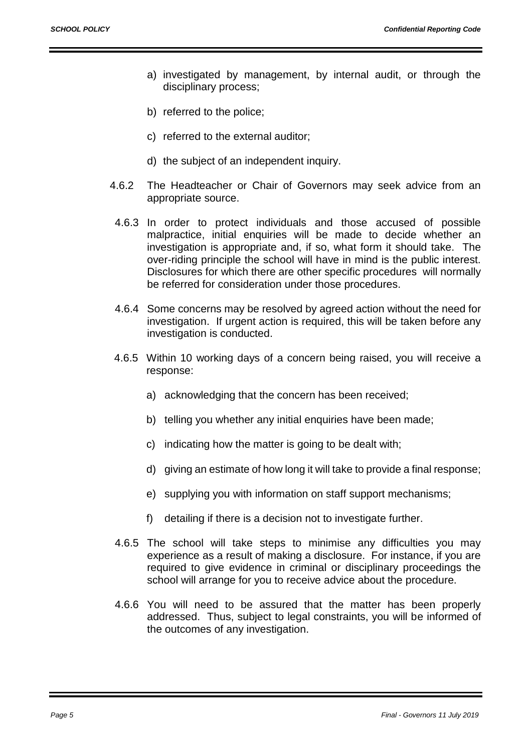a) investigated by management, by internal audit, or through the disciplinary process;

b) referred to the police;

c) referred to the external auditor;

d) the subject of an independent inquiry.

4.6.2 The Headteacher or Chair of Governors may seek advice from an appropriate source.

4.6.3 In order to protect individuals and those accused of possible malpractice, initial enquiries will be made to decide whether an investigation is appropriate and, if so, what form it should take. The over-riding principle the school will have in mind is the public interest. Disclosures for which there are other specific procedures will normally be referred for consideration under those procedures.

4.6.4 Some concerns may be resolved by agreed action without the need for investigation. If urgent action is required, this will be taken before any investigation is conducted.

4.6.5 Within 10 working days of a concern being raised, you will receive a response:

a) acknowledging that the concern has been received;

b) telling you whether any initial enquiries have been made;

c) indicating how the matter is going to be dealt with;

d) giving an estimate of how long it will take to provide a final response;

e) supplying you with information on staff support mechanisms;

f) detailing if there is a decision not to investigate further.

4.6.5 The school will take steps to minimise any difficulties you may experience as a result of making a disclosure. For instance, if you are required to give evidence in criminal or disciplinary proceedings the school will arrange for you to receive advice about the procedure.

4.6.6 You will need to be assured that the matter has been properly addressed. Thus, subject to legal constraints, you will be informed of the outcomes of any investigation.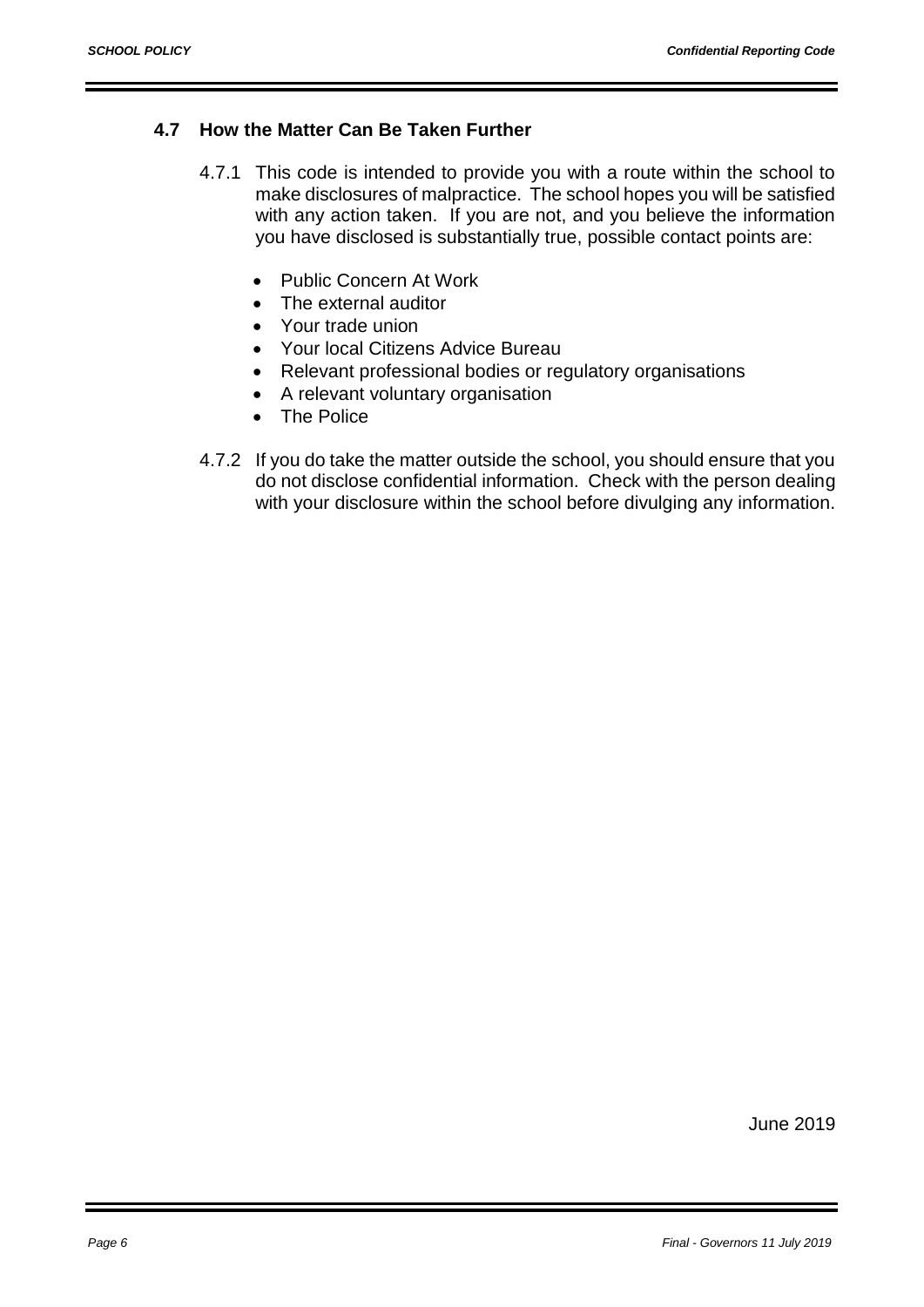### 4.7 How the Matter Can Be Taken Further

4.7.1 This code is intended to provide you with a route within the school to make disclosures of malpractice. The school hopes you will be satisfied with any action taken. If you are not, and you believe the information you have disclosed is substantially true, possible contact points are:

- Public Concern At Work
- The external auditor
- Your trade union
- Your local Citizens Advice Bureau
- Relevant professional bodies or regulatory organisations
- A relevant voluntary organisation
- The Police

4.7.2 If you do take the matter outside the school, you should ensure that you do not disclose confidential information. Check with the person dealing with your disclosure within the school before divulging any information.

June 2019